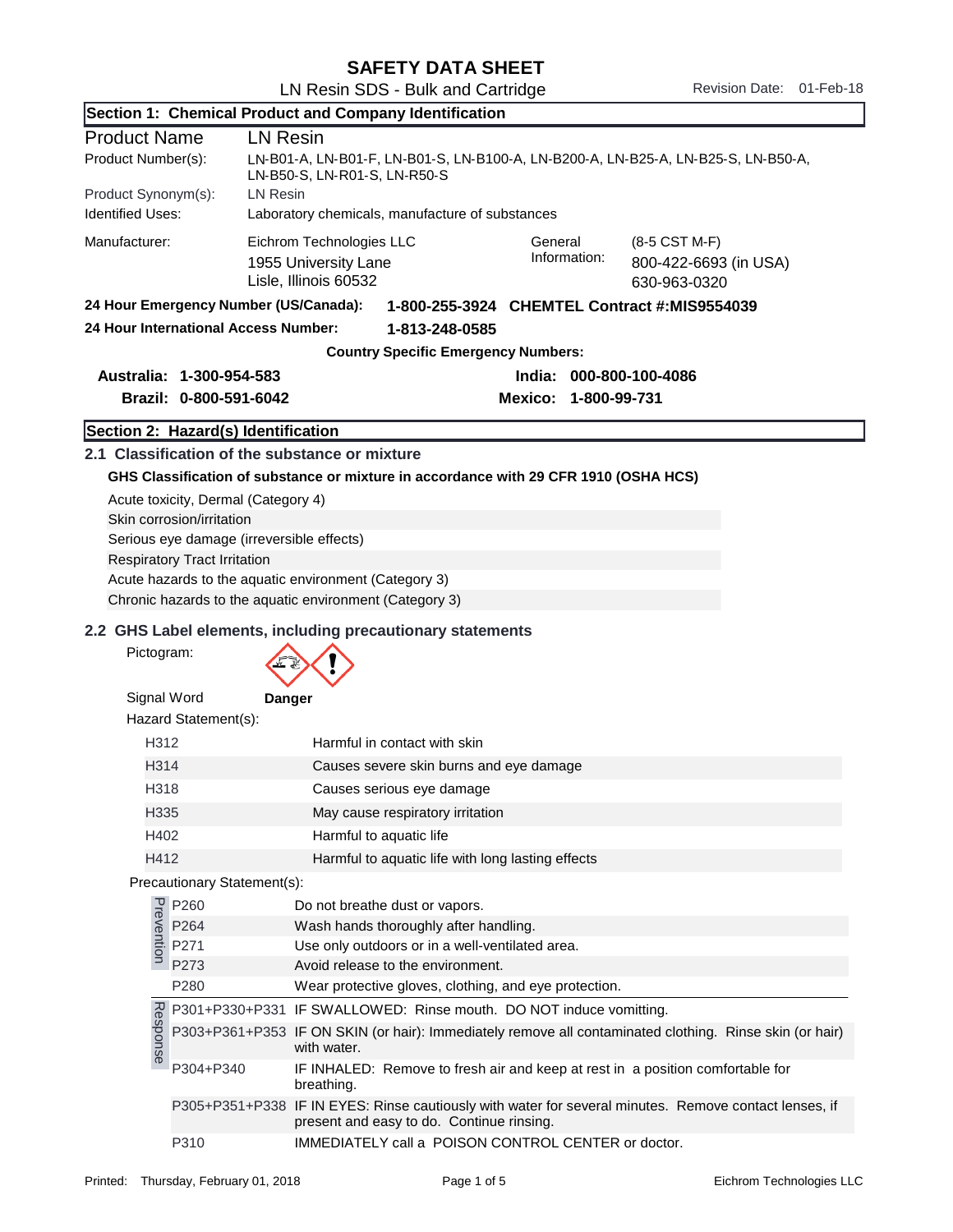# SAFETY DATA SHEET

LN Resin SDS - Bulk and Cartridge

Revision Date: 01-Feb-18

## Section 1: Chemical Product and Company Identification

| | |
|---|---|
| **Product Name** | **LN Resin** |
| Product Number(s): | LN-B01-A, LN-B01-F, LN-B01-S, LN-B100-A, LN-B200-A, LN-B25-A, LN-B25-S, LN-B50-A, LN-B50-S, LN-R01-S, LN-R50-S |
| Product Synonym(s): | LN Resin |
| Identified Uses: | Laboratory chemicals, manufacture of substances |

| | | | |
|---|---|---|---|
| Manufacturer: | Eichrom Technologies LLC<br>1955 University Lane<br>Lisle, Illinois 60532 | General Information: | (8-5 CST M-F)<br>800-422-6693 (in USA)<br>630-963-0320 |

**24 Hour Emergency Number (US/Canada):** **1-800-255-3924 CHEMTEL Contract #:MIS9554039**

**24 Hour International Access Number:** **1-813-248-0585**

**Country Specific Emergency Numbers:**

| | |
|---|---|
| **Australia: 1-300-954-583** | **India: 000-800-100-4086** |
| **Brazil: 0-800-591-6042** | **Mexico: 1-800-99-731** |

## Section 2: Hazard(s) Identification

### 2.1 Classification of the substance or mixture

**GHS Classification of substance or mixture in accordance with 29 CFR 1910 (OSHA HCS)**

- Acute toxicity, Dermal (Category 4)
- Skin corrosion/irritation
- Serious eye damage (irreversible effects)
- Respiratory Tract Irritation
- Acute hazards to the aquatic environment (Category 3)
- Chronic hazards to the aquatic environment (Category 3)

### 2.2 GHS Label elements, including precautionary statements

Pictogram:

Signal Word **Danger**

Hazard Statement(s):

| | |
|---|---|
| H312 | Harmful in contact with skin |
| H314 | Causes severe skin burns and eye damage |
| H318 | Causes serious eye damage |
| H335 | May cause respiratory irritation |
| H402 | Harmful to aquatic life |
| H412 | Harmful to aquatic life with long lasting effects |

Precautionary Statement(s):

| | | |
|---|---|---|
| Prevention | P260 | Do not breathe dust or vapors. |
| | P264 | Wash hands thoroughly after handling. |
| | P271 | Use only outdoors or in a well-ventilated area. |
| | P273 | Avoid release to the environment. |
| | P280 | Wear protective gloves, clothing, and eye protection. |
| Response | P301+P330+P331 | IF SWALLOWED: Rinse mouth. DO NOT induce vomitting. |
| | P303+P361+P353 | IF ON SKIN (or hair): Immediately remove all contaminated clothing. Rinse skin (or hair) with water. |
| | P304+P340 | IF INHALED: Remove to fresh air and keep at rest in a position comfortable for breathing. |
| | P305+P351+P338 | IF IN EYES: Rinse cautiously with water for several minutes. Remove contact lenses, if present and easy to do. Continue rinsing. |
| | P310 | IMMEDIATELY call a POISON CONTROL CENTER or doctor. |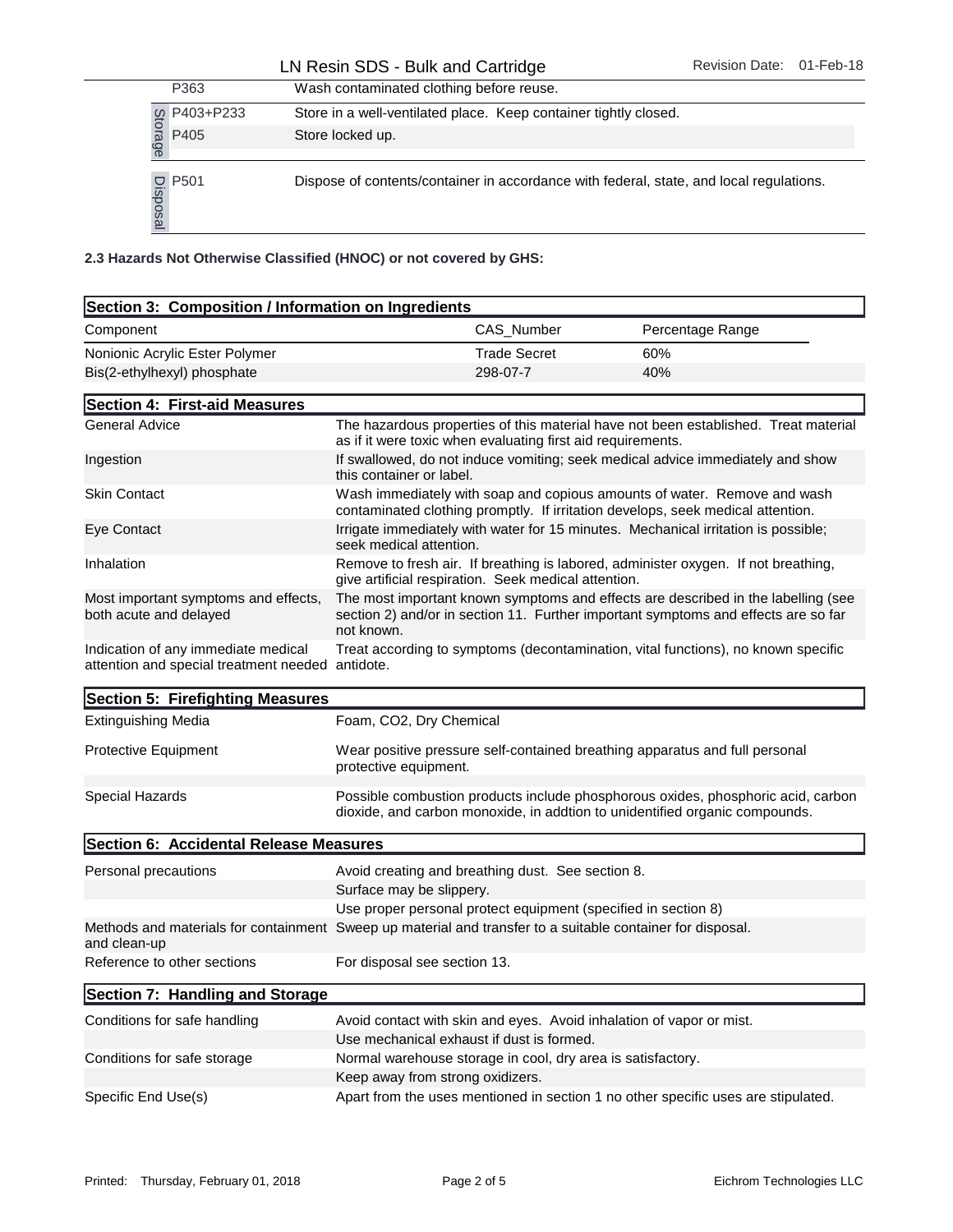| | | |
|---|---|---|
| | P363 | Wash contaminated clothing before reuse. |
| Storage | P403+P233 | Store in a well-ventilated place. Keep container tightly closed. |
| | P405 | Store locked up. |
| Disposal | P501 | Dispose of contents/container in accordance with federal, state, and local regulations. |

**2.3 Hazards Not Otherwise Classified (HNOC) or not covered by GHS:**

## Section 3: Composition / Information on Ingredients

| Component | CAS_Number | Percentage Range |
|---|---|---|
| Nonionic Acrylic Ester Polymer | Trade Secret | 60% |
| Bis(2-ethylhexyl) phosphate | 298-07-7 | 40% |

## Section 4: First-aid Measures

| | |
|---|---|
| General Advice | The hazardous properties of this material have not been established. Treat material as if it were toxic when evaluating first aid requirements. |
| Ingestion | If swallowed, do not induce vomiting; seek medical advice immediately and show this container or label. |
| Skin Contact | Wash immediately with soap and copious amounts of water. Remove and wash contaminated clothing promptly. If irritation develops, seek medical attention. |
| Eye Contact | Irrigate immediately with water for 15 minutes. Mechanical irritation is possible; seek medical attention. |
| Inhalation | Remove to fresh air. If breathing is labored, administer oxygen. If not breathing, give artificial respiration. Seek medical attention. |
| Most important symptoms and effects, both acute and delayed | The most important known symptoms and effects are described in the labelling (see section 2) and/or in section 11. Further important symptoms and effects are so far not known. |
| Indication of any immediate medical attention and special treatment needed | Treat according to symptoms (decontamination, vital functions), no known specific antidote. |

## Section 5: Firefighting Measures

| | |
|---|---|
| Extinguishing Media | Foam, CO2, Dry Chemical |
| Protective Equipment | Wear positive pressure self-contained breathing apparatus and full personal protective equipment. |
| Special Hazards | Possible combustion products include phosphorous oxides, phosphoric acid, carbon dioxide, and carbon monoxide, in addtion to unidentified organic compounds. |

## Section 6: Accidental Release Measures

| | |
|---|---|
| Personal precautions | Avoid creating and breathing dust. See section 8. |
| | Surface may be slippery. |
| | Use proper personal protect equipment (specified in section 8) |
| Methods and materials for containment and clean-up | Sweep up material and transfer to a suitable container for disposal. |
| Reference to other sections | For disposal see section 13. |

## Section 7: Handling and Storage

| | |
|---|---|
| Conditions for safe handling | Avoid contact with skin and eyes. Avoid inhalation of vapor or mist. |
| | Use mechanical exhaust if dust is formed. |
| Conditions for safe storage | Normal warehouse storage in cool, dry area is satisfactory. |
| | Keep away from strong oxidizers. |
| Specific End Use(s) | Apart from the uses mentioned in section 1 no other specific uses are stipulated. |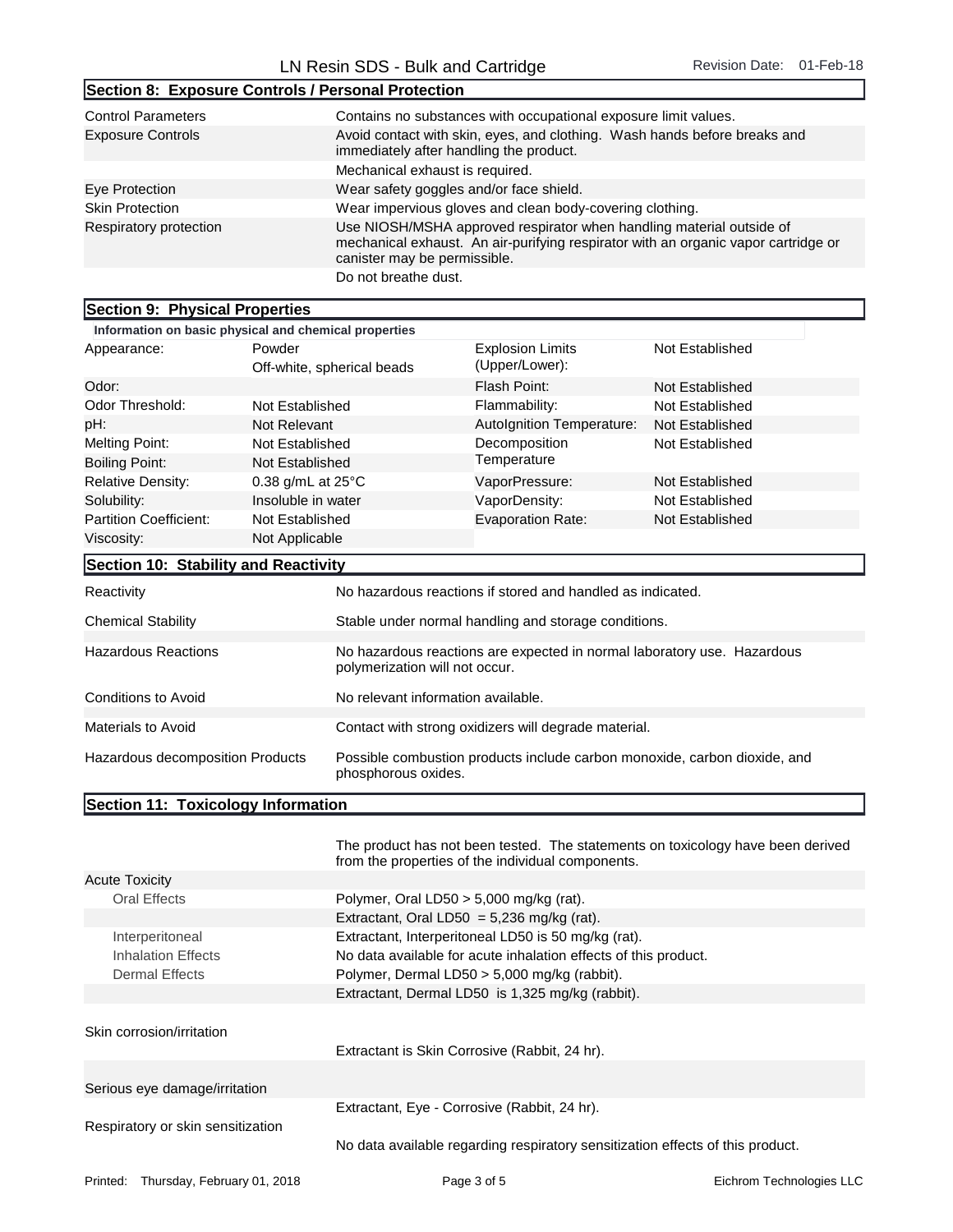## Section 8: Exposure Controls / Personal Protection

| | |
|---|---|
| Control Parameters | Contains no substances with occupational exposure limit values. |
| Exposure Controls | Avoid contact with skin, eyes, and clothing. Wash hands before breaks and immediately after handling the product. |
| | Mechanical exhaust is required. |
| Eye Protection | Wear safety goggles and/or face shield. |
| Skin Protection | Wear impervious gloves and clean body-covering clothing. |
| Respiratory protection | Use NIOSH/MSHA approved respirator when handling material outside of mechanical exhaust. An air-purifying respirator with an organic vapor cartridge or canister may be permissible. |
| | Do not breathe dust. |

## Section 9: Physical Properties

**Information on basic physical and chemical properties**

| | | | |
|---|---|---|---|
| Appearance: | Powder<br>Off-white, spherical beads | Explosion Limits (Upper/Lower): | Not Established |
| Odor: | | Flash Point: | Not Established |
| Odor Threshold: | Not Established | Flammability: | Not Established |
| pH: | Not Relevant | AutoIgnition Temperature: | Not Established |
| Melting Point: | Not Established | Decomposition Temperature | Not Established |
| Boiling Point: | Not Established | | |
| Relative Density: | 0.38 g/mL at 25°C | VaporPressure: | Not Established |
| Solubility: | Insoluble in water | VaporDensity: | Not Established |
| Partition Coefficient: | Not Established | Evaporation Rate: | Not Established |
| Viscosity: | Not Applicable | | |

## Section 10: Stability and Reactivity

| | |
|---|---|
| Reactivity | No hazardous reactions if stored and handled as indicated. |
| Chemical Stability | Stable under normal handling and storage conditions. |
| Hazardous Reactions | No hazardous reactions are expected in normal laboratory use. Hazardous polymerization will not occur. |
| Conditions to Avoid | No relevant information available. |
| Materials to Avoid | Contact with strong oxidizers will degrade material. |
| Hazardous decomposition Products | Possible combustion products include carbon monoxide, carbon dioxide, and phosphorous oxides. |

## Section 11: Toxicology Information

The product has not been tested. The statements on toxicology have been derived from the properties of the individual components.

| | |
|---|---|
| Acute Toxicity | |
| Oral Effects | Polymer, Oral LD50 > 5,000 mg/kg (rat). |
| | Extractant, Oral LD50 = 5,236 mg/kg (rat). |
| Interperitoneal | Extractant, Interperitoneal LD50 is 50 mg/kg (rat). |
| Inhalation Effects | No data available for acute inhalation effects of this product. |
| Dermal Effects | Polymer, Dermal LD50 > 5,000 mg/kg (rabbit). |
| | Extractant, Dermal LD50 is 1,325 mg/kg (rabbit). |
| Skin corrosion/irritation | Extractant is Skin Corrosive (Rabbit, 24 hr). |
| Serious eye damage/irritation | Extractant, Eye - Corrosive (Rabbit, 24 hr). |
| Respiratory or skin sensitization | No data available regarding respiratory sensitization effects of this product. |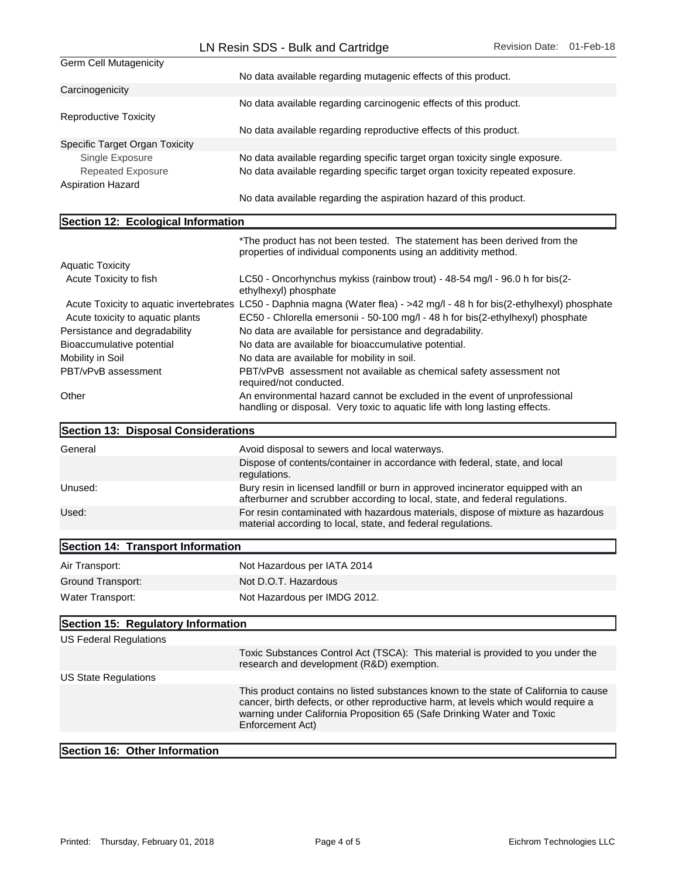| | |
|---|---|
| Germ Cell Mutagenicity | |
| | No data available regarding mutagenic effects of this product. |
| Carcinogenicity | |
| | No data available regarding carcinogenic effects of this product. |
| Reproductive Toxicity | |
| | No data available regarding reproductive effects of this product. |
| Specific Target Organ Toxicity | |
| Single Exposure | No data available regarding specific target organ toxicity single exposure. |
| Repeated Exposure | No data available regarding specific target organ toxicity repeated exposure. |
| Aspiration Hazard | |
| | No data available regarding the aspiration hazard of this product. |

## Section 12: Ecological Information

| | |
|---|---|
| | *The product has not been tested. The statement has been derived from the properties of individual components using an additivity method. |
| Aquatic Toxicity | |
| Acute Toxicity to fish | LC50 - Oncorhynchus mykiss (rainbow trout) - 48-54 mg/l - 96.0 h for bis(2-ethylhexyl) phosphate |
| Acute Toxicity to aquatic invertebrates | LC50 - Daphnia magna (Water flea) - >42 mg/l - 48 h for bis(2-ethylhexyl) phosphate |
| Acute toxicity to aquatic plants | EC50 - Chlorella emersonii - 50-100 mg/l - 48 h for bis(2-ethylhexyl) phosphate |
| Persistance and degradability | No data are available for persistance and degradability. |
| Bioaccumulative potential | No data are available for bioaccumulative potential. |
| Mobility in Soil | No data are available for mobility in soil. |
| PBT/vPvB assessment | PBT/vPvB assessment not available as chemical safety assessment not required/not conducted. |
| Other | An environmental hazard cannot be excluded in the event of unprofessional handling or disposal. Very toxic to aquatic life with long lasting effects. |

## Section 13: Disposal Considerations

| | |
|---|---|
| General | Avoid disposal to sewers and local waterways. |
| | Dispose of contents/container in accordance with federal, state, and local regulations. |
| Unused: | Bury resin in licensed landfill or burn in approved incinerator equipped with an afterburner and scrubber according to local, state, and federal regulations. |
| Used: | For resin contaminated with hazardous materials, dispose of mixture as hazardous material according to local, state, and federal regulations. |

## Section 14: Transport Information

| | |
|---|---|
| Air Transport: | Not Hazardous per IATA 2014 |
| Ground Transport: | Not D.O.T. Hazardous |
| Water Transport: | Not Hazardous per IMDG 2012. |

## Section 15: Regulatory Information

| | |
|---|---|
| US Federal Regulations | |
| | Toxic Substances Control Act (TSCA): This material is provided to you under the research and development (R&D) exemption. |
| US State Regulations | |
| | This product contains no listed substances known to the state of California to cause cancer, birth defects, or other reproductive harm, at levels which would require a warning under California Proposition 65 (Safe Drinking Water and Toxic Enforcement Act) |

## Section 16: Other Information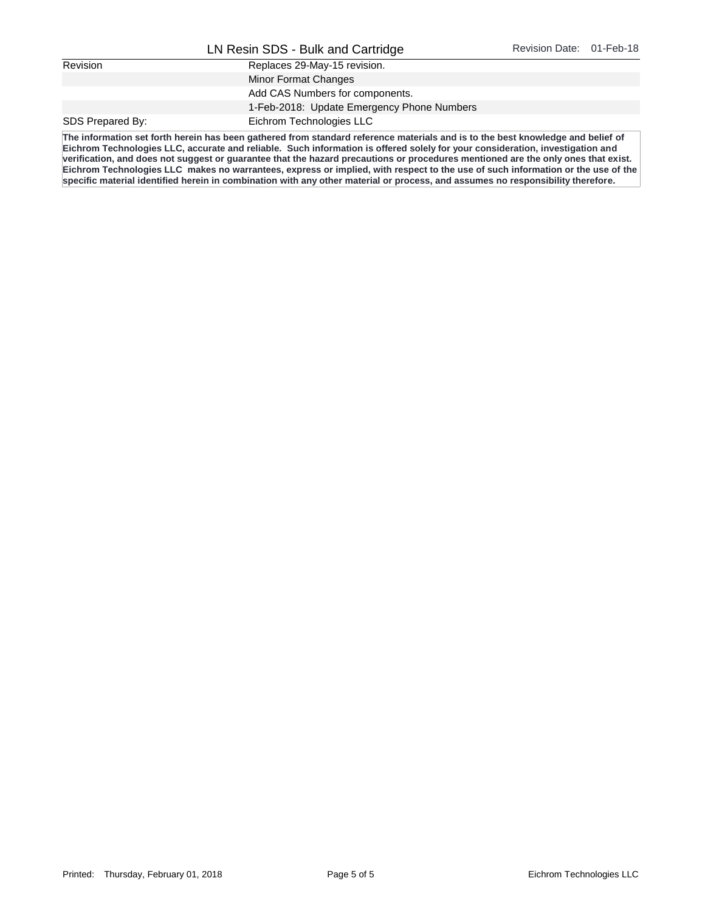| | |
|---|---|
| Revision | Replaces 29-May-15 revision. |
| | Minor Format Changes |
| | Add CAS Numbers for components. |
| | 1-Feb-2018: Update Emergency Phone Numbers |
| SDS Prepared By: | Eichrom Technologies LLC |

**The information set forth herein has been gathered from standard reference materials and is to the best knowledge and belief of Eichrom Technologies LLC, accurate and reliable. Such information is offered solely for your consideration, investigation and verification, and does not suggest or guarantee that the hazard precautions or procedures mentioned are the only ones that exist. Eichrom Technologies LLC makes no warrantees, express or implied, with respect to the use of such information or the use of the specific material identified herein in combination with any other material or process, and assumes no responsibility therefore.**